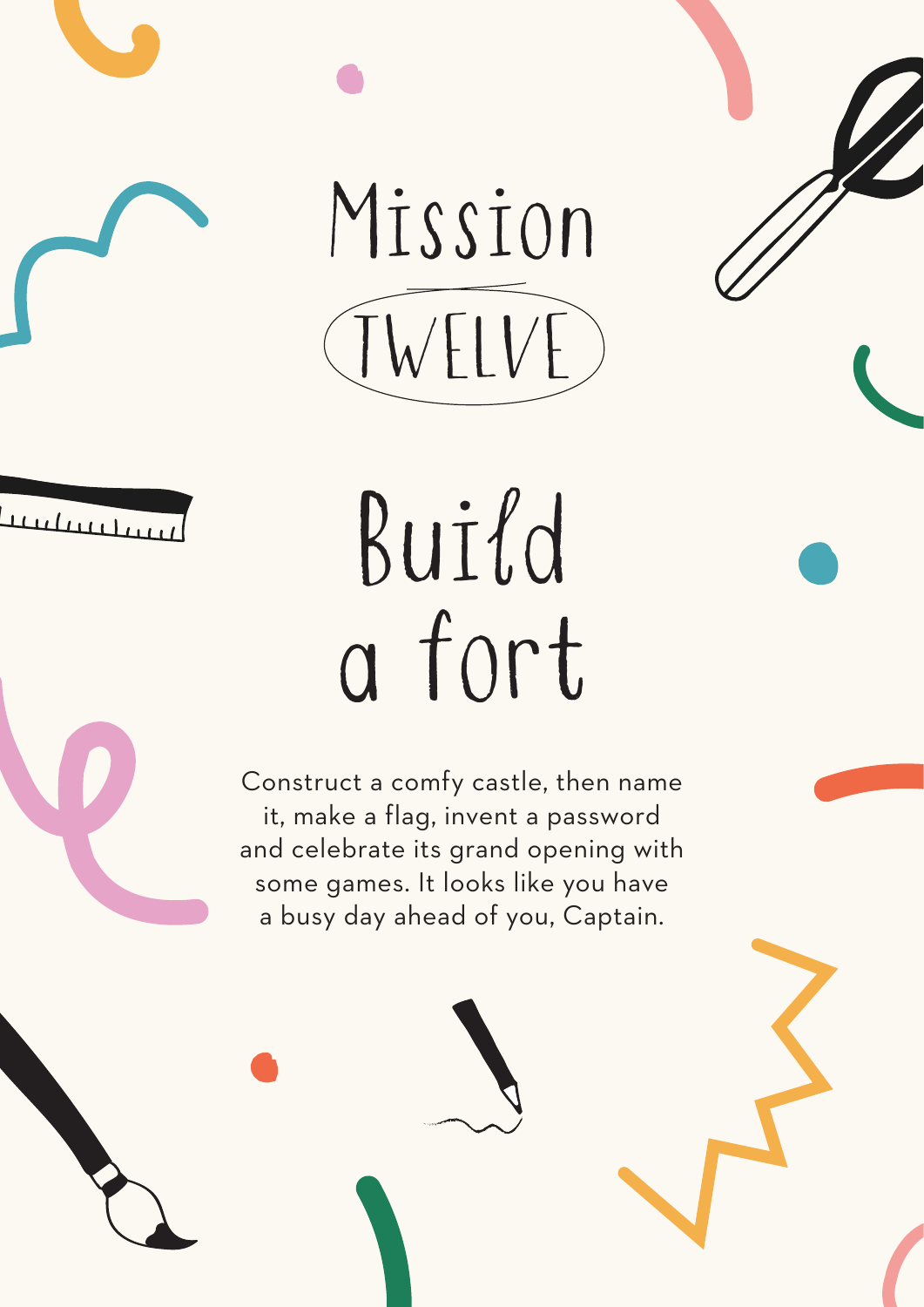# Mission TWELVE

## Build a fort

Construct a comfy castle, then name it, make a flag, invent a password and celebrate its grand opening with some games. It looks like you have a busy day ahead of you, Captain.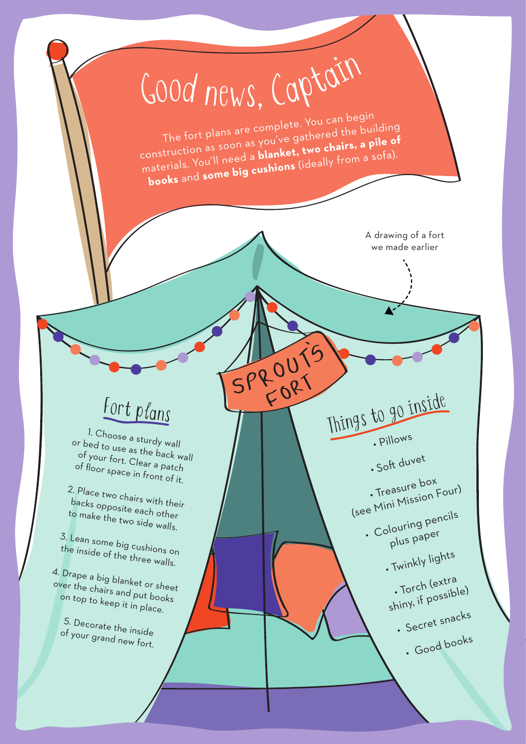# Good news, Captain

The fort plans are complete. You can begin construction as soon as you've gathered the building materials. You'll need a **blanket, two chairs, a pile of books** and **some big cushions** (ideally from a sofa).

A drawing of a fort we made earlier

SPROUT'S FORT

## Fort plans

1. Choose a sturdy wall or bed to use as the back wall of your fort. Clear a patch of floor space in front of it.
2. Place two chairs with their backs opposite each other to make the two side walls.
3. Lean some big cushions on the inside of the three walls.
4. Drape a big blanket or sheet over the chairs and put books on top to keep it in place.
5. Decorate the inside of your grand new fort.

## Things to go inside

- Pillows
- Soft duvet
- Treasure box (see Mini Mission Four)
- Colouring pencils plus paper
- Twinkly lights
- Torch (extra shiny, if possible)
- Secret snacks
- Good books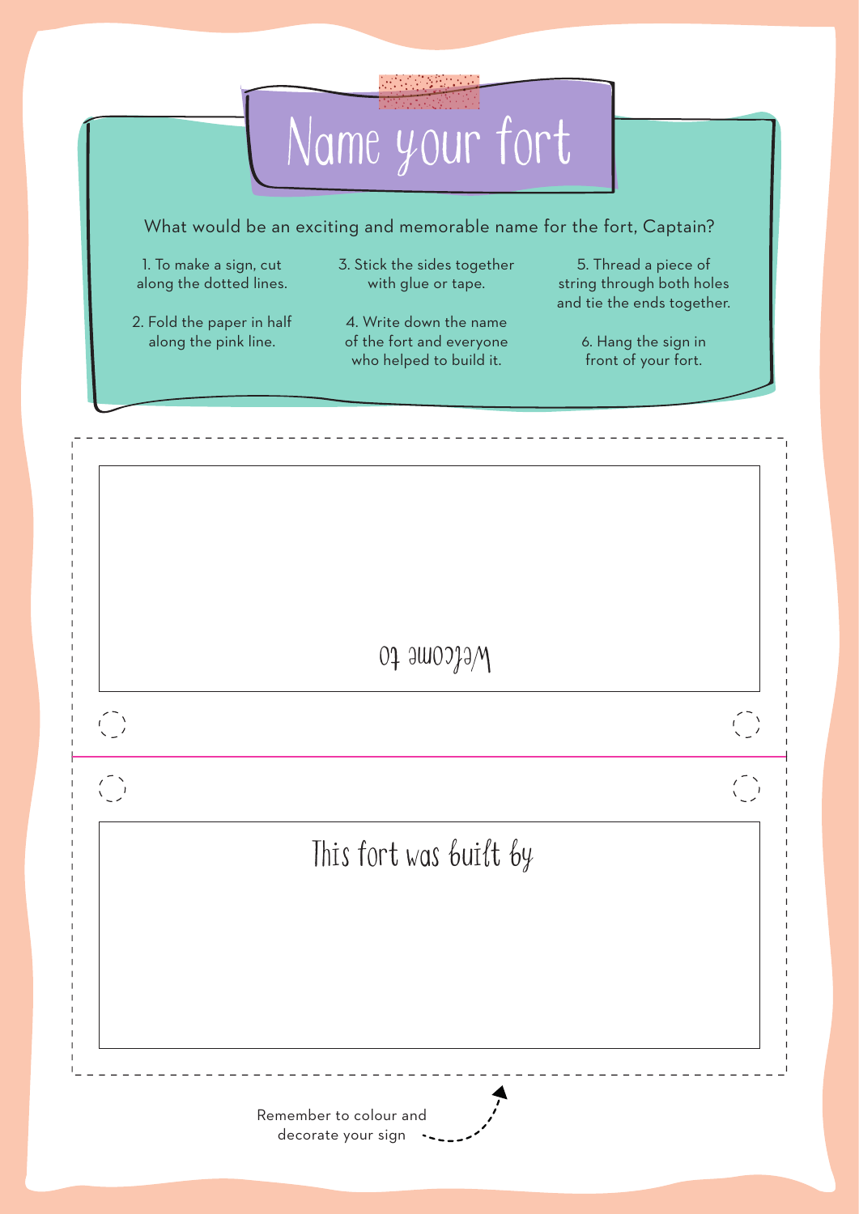# Name your fort

What would be an exciting and memorable name for the fort, Captain?

1. To make a sign, cut along the dotted lines.
2. Fold the paper in half along the pink line.
3. Stick the sides together with glue or tape.
4. Write down the name of the fort and everyone who helped to build it.
5. Thread a piece of string through both holes and tie the ends together.
6. Hang the sign in front of your fort.

Welcome to

This fort was built by

Remember to colour and decorate your sign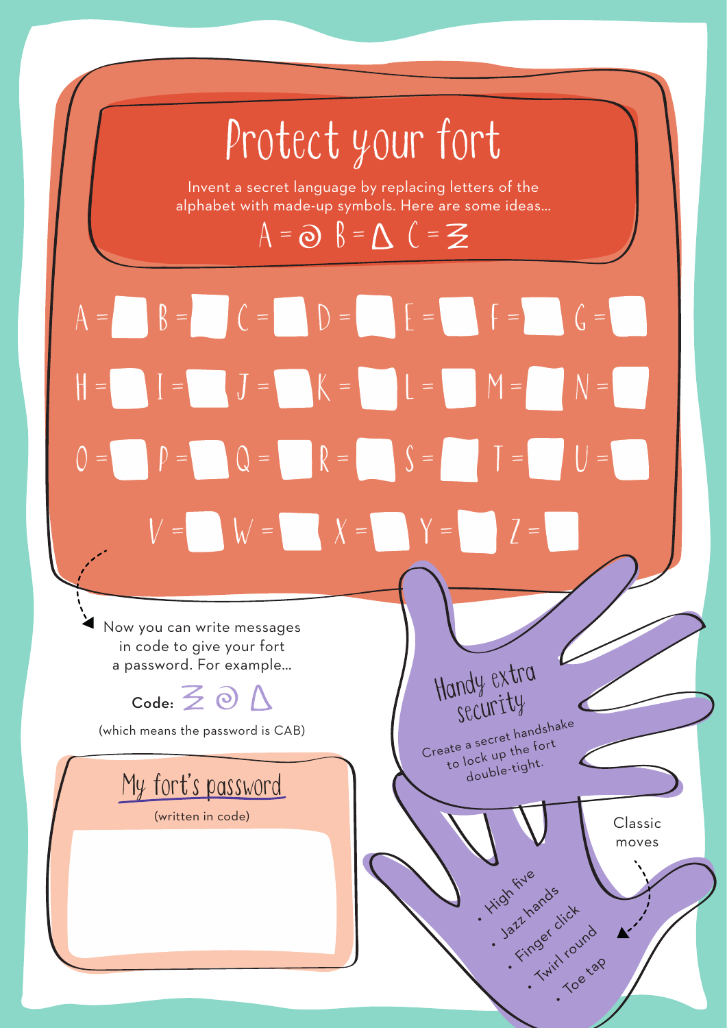# Protect your fort

Invent a secret language by replacing letters of the alphabet with made-up symbols. Here are some ideas...

A = ∂ B = Δ C = Ƶ

A = ___ B = ___ C = ___ D = ___ E = ___ F = ___ G = ___

H = ___ I = ___ J = ___ K = ___ L = ___ M = ___ N = ___

O = ___ P = ___ Q = ___ R = ___ S = ___ T = ___ U = ___

V = ___ W = ___ X = ___ Y = ___ Z = ___

Now you can write messages in code to give your fort a password. For example...

**Code:** Ƶ ∂ Δ

(which means the password is CAB)

## My fort's password

(written in code)

## Handy extra security

Create a secret handshake to lock up the fort double-tight.

Classic moves

- High five
- Jazz hands
- Finger click
- Twirl round
- Toe tap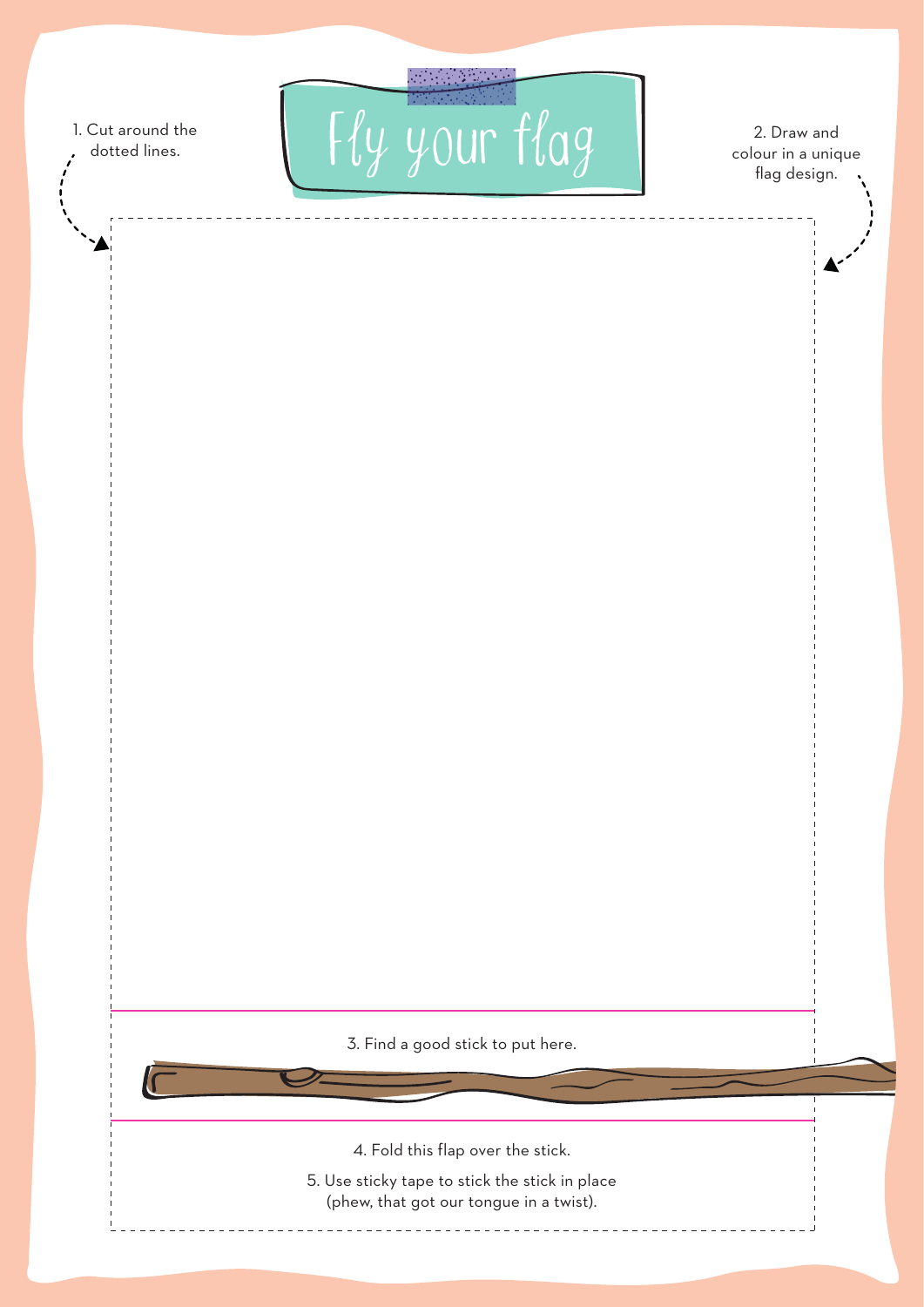# Fly your flag

1. Cut around the dotted lines.

2. Draw and colour in a unique flag design.

3. Find a good stick to put here.

4. Fold this flap over the stick.

5. Use sticky tape to stick the stick in place (phew, that got our tongue in a twist).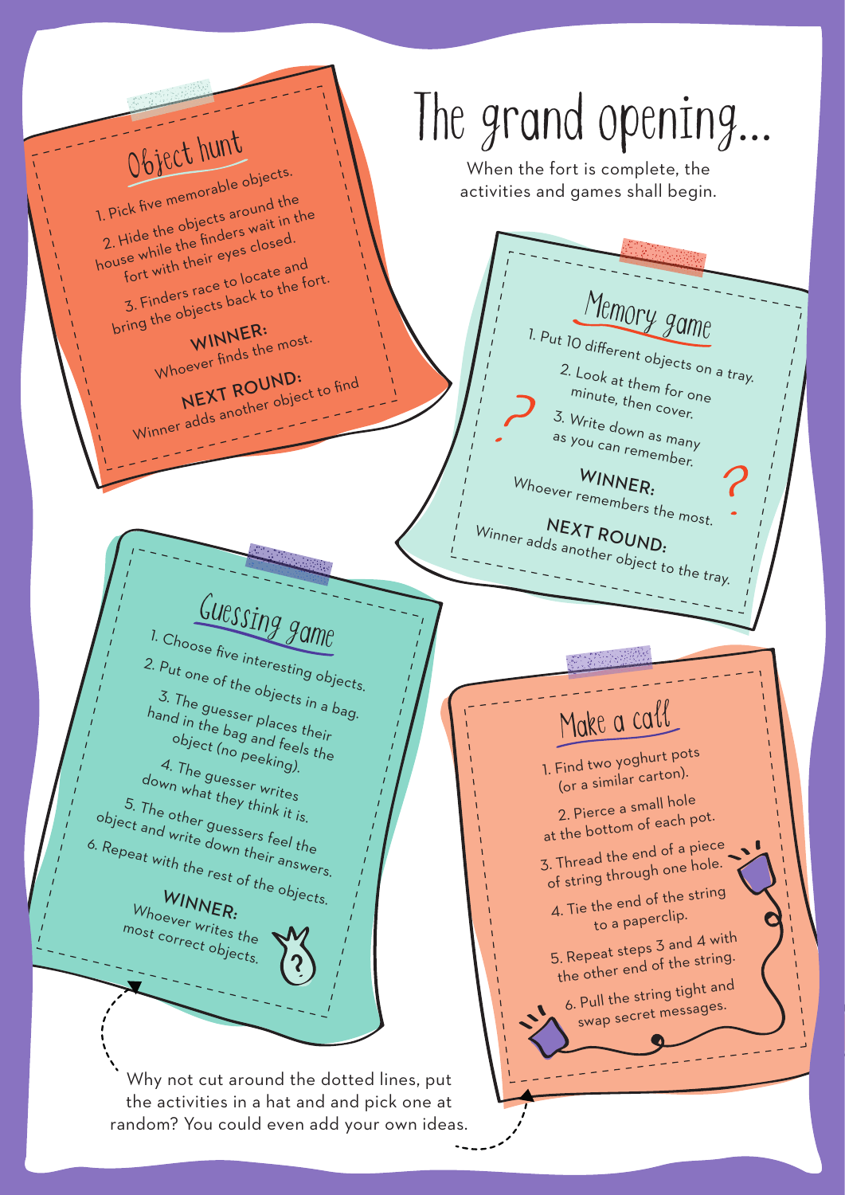# The grand opening...

When the fort is complete, the activities and games shall begin.

## Object hunt

1. Pick five memorable objects.
2. Hide the objects around the house while the finders wait in the fort with their eyes closed.
3. Finders race to locate and bring the objects back to the fort.

**WINNER:**
Whoever finds the most.

**NEXT ROUND:**
Winner adds another object to find

## Memory game

1. Put 10 different objects on a tray.
2. Look at them for one minute, then cover.
3. Write down as many as you can remember.

**WINNER:**
Whoever remembers the most.

**NEXT ROUND:**
Winner adds another object to the tray.

## Guessing game

1. Choose five interesting objects.
2. Put one of the objects in a bag.
3. The guesser places their hand in the bag and feels the object (no peeking).
4. The guesser writes down what they think it is.
5. The other guessers feel the object and write down their answers.
6. Repeat with the rest of the objects.

**WINNER:**
Whoever writes the most correct objects.

## Make a call

1. Find two yoghurt pots (or a similar carton).
2. Pierce a small hole at the bottom of each pot.
3. Thread the end of a piece of string through one hole.
4. Tie the end of the string to a paperclip.
5. Repeat steps 3 and 4 with the other end of the string.
6. Pull the string tight and swap secret messages.

Why not cut around the dotted lines, put the activities in a hat and and pick one at random? You could even add your own ideas.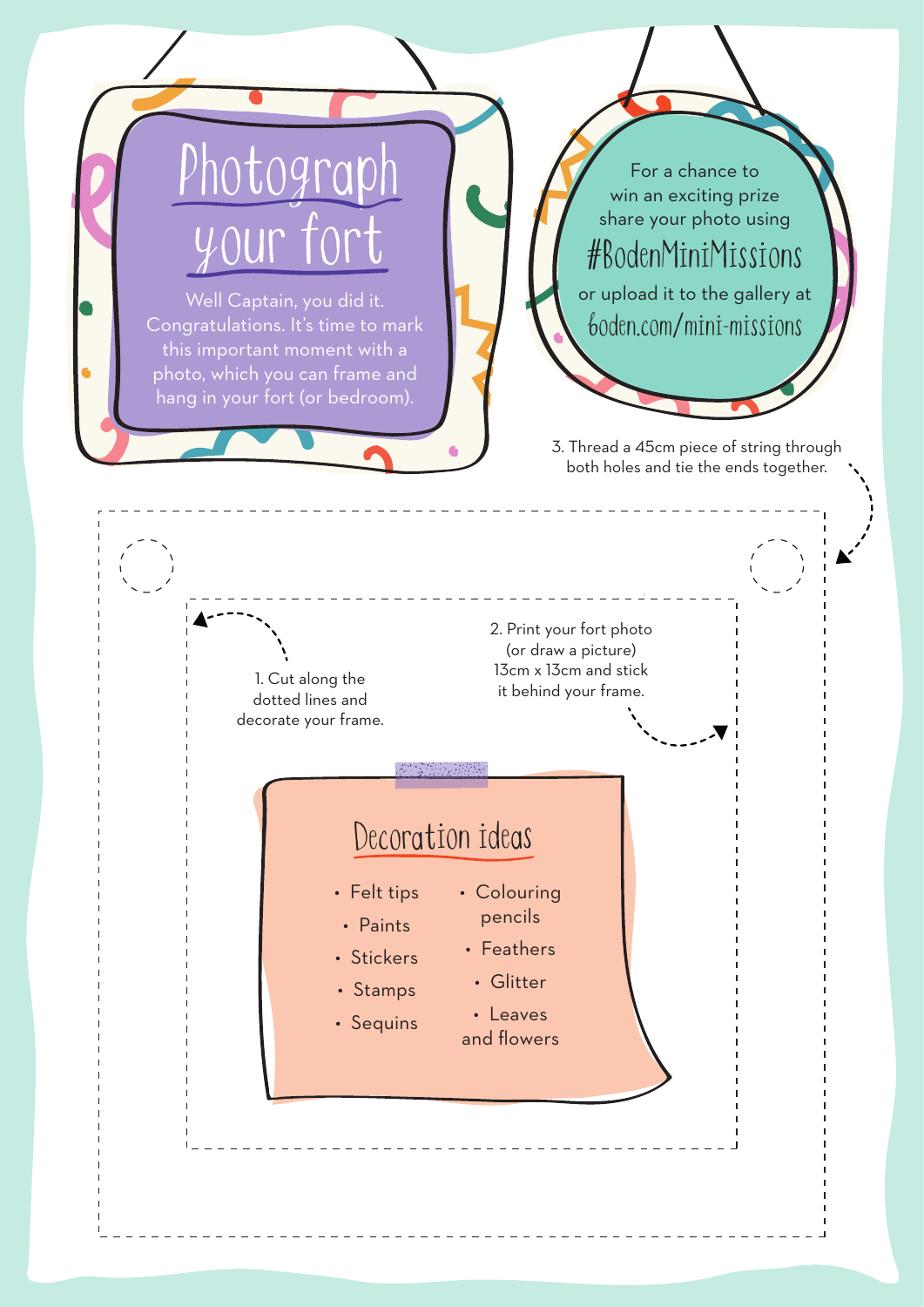# Photograph your fort

Well Captain, you did it. Congratulations. It's time to mark this important moment with a photo, which you can frame and hang in your fort (or bedroom).

For a chance to win an exciting prize share your photo using

#BodenMiniMissions

or upload it to the gallery at

boden.com/mini-missions

3. Thread a 45cm piece of string through both holes and tie the ends together.

1. Cut along the dotted lines and decorate your frame.

2. Print your fort photo (or draw a picture) 13cm x 13cm and stick it behind your frame.

## Decoration ideas

- Felt tips
- Paints
- Stickers
- Stamps
- Sequins
- Colouring pencils
- Feathers
- Glitter
- Leaves and flowers